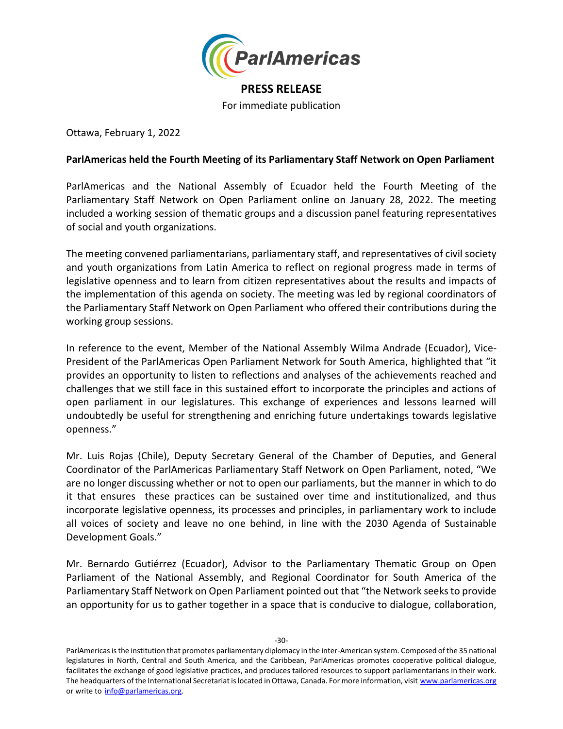**PRESS RELEASE**

For immediate publication

Ottawa, February 1, 2022

**ParlAmericas held the Fourth Meeting of its Parliamentary Staff Network on Open Parliament**

ParlAmericas and the National Assembly of Ecuador held the Fourth Meeting of the Parliamentary Staff Network on Open Parliament online on January 28, 2022. The meeting included a working session of thematic groups and a discussion panel featuring representatives of social and youth organizations.

The meeting convened parliamentarians, parliamentary staff, and representatives of civil society and youth organizations from Latin America to reflect on regional progress made in terms of legislative openness and to learn from citizen representatives about the results and impacts of the implementation of this agenda on society. The meeting was led by regional coordinators of the Parliamentary Staff Network on Open Parliament who offered their contributions during the working group sessions.

In reference to the event, Member of the National Assembly Wilma Andrade (Ecuador), Vice-President of the ParlAmericas Open Parliament Network for South America, highlighted that "it provides an opportunity to listen to reflections and analyses of the achievements reached and challenges that we still face in this sustained effort to incorporate the principles and actions of open parliament in our legislatures. This exchange of experiences and lessons learned will undoubtedly be useful for strengthening and enriching future undertakings towards legislative openness."

Mr. Luis Rojas (Chile), Deputy Secretary General of the Chamber of Deputies, and General Coordinator of the ParlAmericas Parliamentary Staff Network on Open Parliament, noted, "We are no longer discussing whether or not to open our parliaments, but the manner in which to do it that ensures these practices can be sustained over time and institutionalized, and thus incorporate legislative openness, its processes and principles, in parliamentary work to include all voices of society and leave no one behind, in line with the 2030 Agenda of Sustainable Development Goals."

Mr. Bernardo Gutiérrez (Ecuador), Advisor to the Parliamentary Thematic Group on Open Parliament of the National Assembly, and Regional Coordinator for South America of the Parliamentary Staff Network on Open Parliament pointed out that "the Network seeks to provide an opportunity for us to gather together in a space that is conducive to dialogue, collaboration,

ParlAmericas is the institution that promotes parliamentary diplomacy in the inter-American system. Composed of the 35 national legislatures in North, Central and South America, and the Caribbean, ParlAmericas promotes cooperative political dialogue, facilitates the exchange of good legislative practices, and produces tailored resources to support parliamentarians in their work. The headquarters of the International Secretariat is located in Ottawa, Canada. For more information, visit www.parlamericas.org or write to info@parlamericas.org.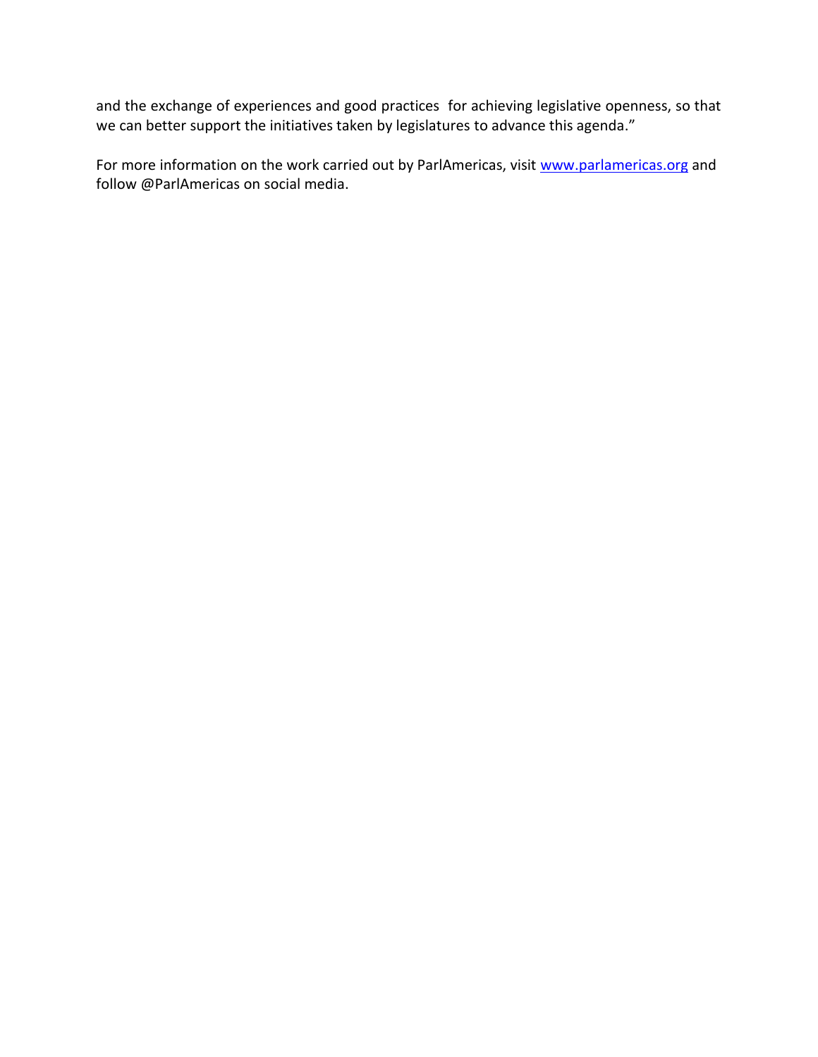and the exchange of experiences and good practices for achieving legislative openness, so that we can better support the initiatives taken by legislatures to advance this agenda."

For more information on the work carried out by ParlAmericas, visit [www.parlamericas.org](http://www.parlamericas.org) and follow @ParlAmericas on social media.